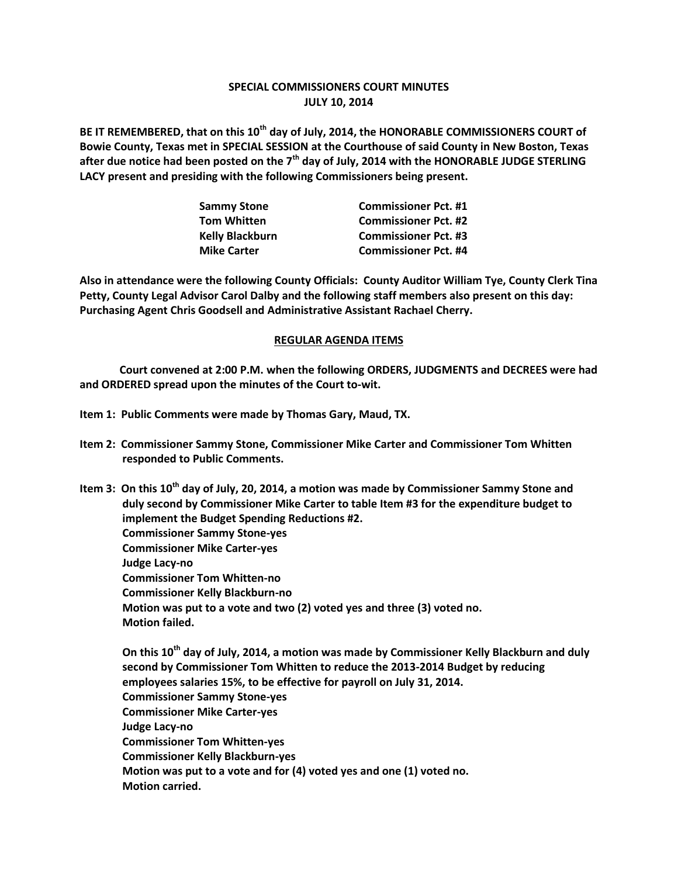**SPECIAL COMMISSIONERS COURT MINUTES**
**JULY 10, 2014**

**BE IT REMEMBERED, that on this 10th day of July, 2014, the HONORABLE COMMISSIONERS COURT of Bowie County, Texas met in SPECIAL SESSION at the Courthouse of said County in New Boston, Texas after due notice had been posted on the 7th day of July, 2014 with the HONORABLE JUDGE STERLING LACY present and presiding with the following Commissioners being present.**

| | |
|---|---|
| **Sammy Stone** | **Commissioner Pct. #1** |
| **Tom Whitten** | **Commissioner Pct. #2** |
| **Kelly Blackburn** | **Commissioner Pct. #3** |
| **Mike Carter** | **Commissioner Pct. #4** |

**Also in attendance were the following County Officials: County Auditor William Tye, County Clerk Tina Petty, County Legal Advisor Carol Dalby and the following staff members also present on this day: Purchasing Agent Chris Goodsell and Administrative Assistant Rachael Cherry.**

**REGULAR AGENDA ITEMS**

**Court convened at 2:00 P.M. when the following ORDERS, JUDGMENTS and DECREES were had and ORDERED spread upon the minutes of the Court to-wit.**

**Item 1: Public Comments were made by Thomas Gary, Maud, TX.**

**Item 2: Commissioner Sammy Stone, Commissioner Mike Carter and Commissioner Tom Whitten responded to Public Comments.**

**Item 3: On this 10th day of July, 20, 2014, a motion was made by Commissioner Sammy Stone and duly second by Commissioner Mike Carter to table Item #3 for the expenditure budget to implement the Budget Spending Reductions #2.**
**Commissioner Sammy Stone-yes**
**Commissioner Mike Carter-yes**
**Judge Lacy-no**
**Commissioner Tom Whitten-no**
**Commissioner Kelly Blackburn-no**
**Motion was put to a vote and two (2) voted yes and three (3) voted no.**
**Motion failed.**

**On this 10th day of July, 2014, a motion was made by Commissioner Kelly Blackburn and duly second by Commissioner Tom Whitten to reduce the 2013-2014 Budget by reducing employees salaries 15%, to be effective for payroll on July 31, 2014.**
**Commissioner Sammy Stone-yes**
**Commissioner Mike Carter-yes**
**Judge Lacy-no**
**Commissioner Tom Whitten-yes**
**Commissioner Kelly Blackburn-yes**
**Motion was put to a vote and for (4) voted yes and one (1) voted no.**
**Motion carried.**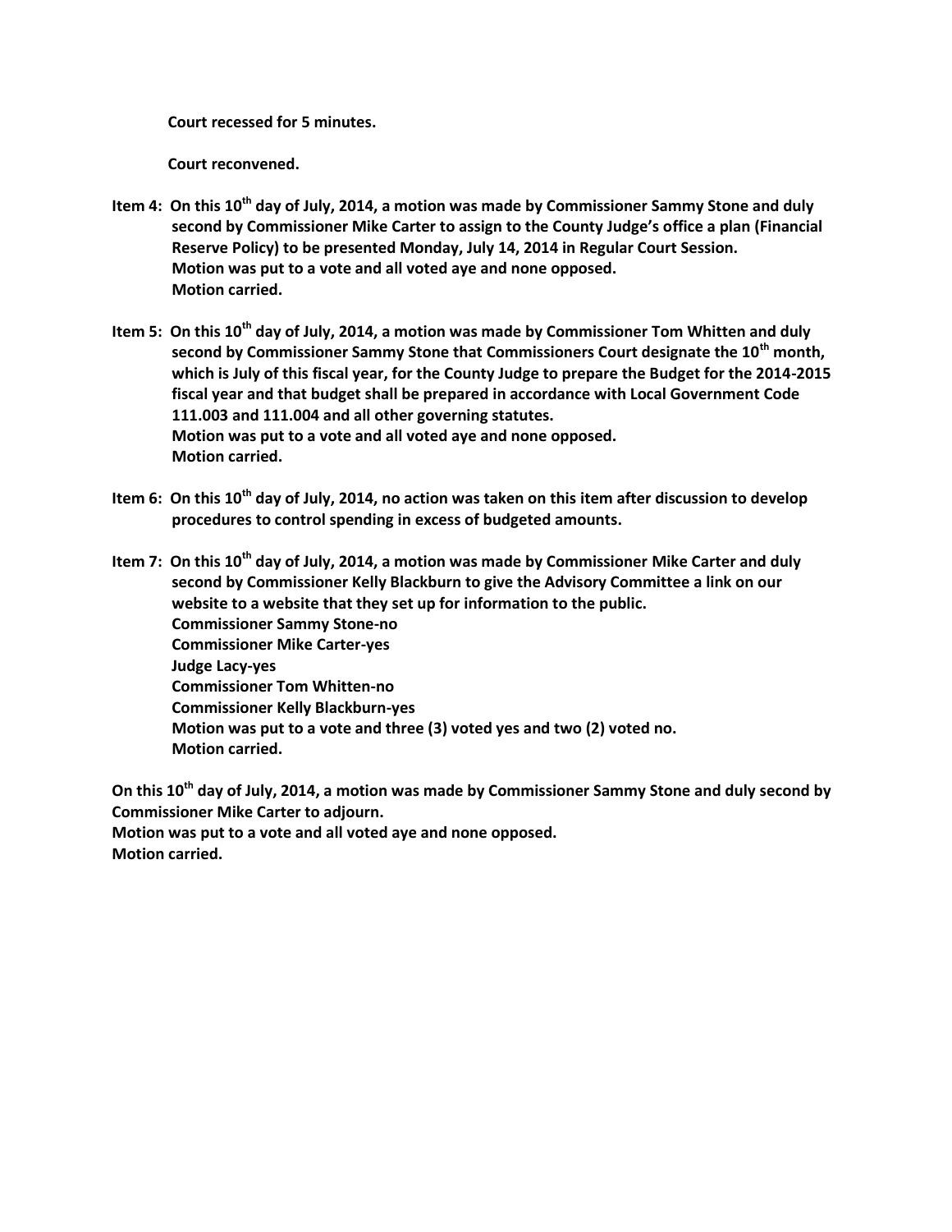**Court recessed for 5 minutes.**

**Court reconvened.**

**Item 4: On this 10th day of July, 2014, a motion was made by Commissioner Sammy Stone and duly second by Commissioner Mike Carter to assign to the County Judge's office a plan (Financial Reserve Policy) to be presented Monday, July 14, 2014 in Regular Court Session.**
**Motion was put to a vote and all voted aye and none opposed.**
**Motion carried.**

**Item 5: On this 10th day of July, 2014, a motion was made by Commissioner Tom Whitten and duly second by Commissioner Sammy Stone that Commissioners Court designate the 10th month, which is July of this fiscal year, for the County Judge to prepare the Budget for the 2014-2015 fiscal year and that budget shall be prepared in accordance with Local Government Code 111.003 and 111.004 and all other governing statutes.**
**Motion was put to a vote and all voted aye and none opposed.**
**Motion carried.**

**Item 6: On this 10th day of July, 2014, no action was taken on this item after discussion to develop procedures to control spending in excess of budgeted amounts.**

**Item 7: On this 10th day of July, 2014, a motion was made by Commissioner Mike Carter and duly second by Commissioner Kelly Blackburn to give the Advisory Committee a link on our website to a website that they set up for information to the public.**
**Commissioner Sammy Stone-no**
**Commissioner Mike Carter-yes**
**Judge Lacy-yes**
**Commissioner Tom Whitten-no**
**Commissioner Kelly Blackburn-yes**
**Motion was put to a vote and three (3) voted yes and two (2) voted no.**
**Motion carried.**

**On this 10th day of July, 2014, a motion was made by Commissioner Sammy Stone and duly second by Commissioner Mike Carter to adjourn.**
**Motion was put to a vote and all voted aye and none opposed.**
**Motion carried.**